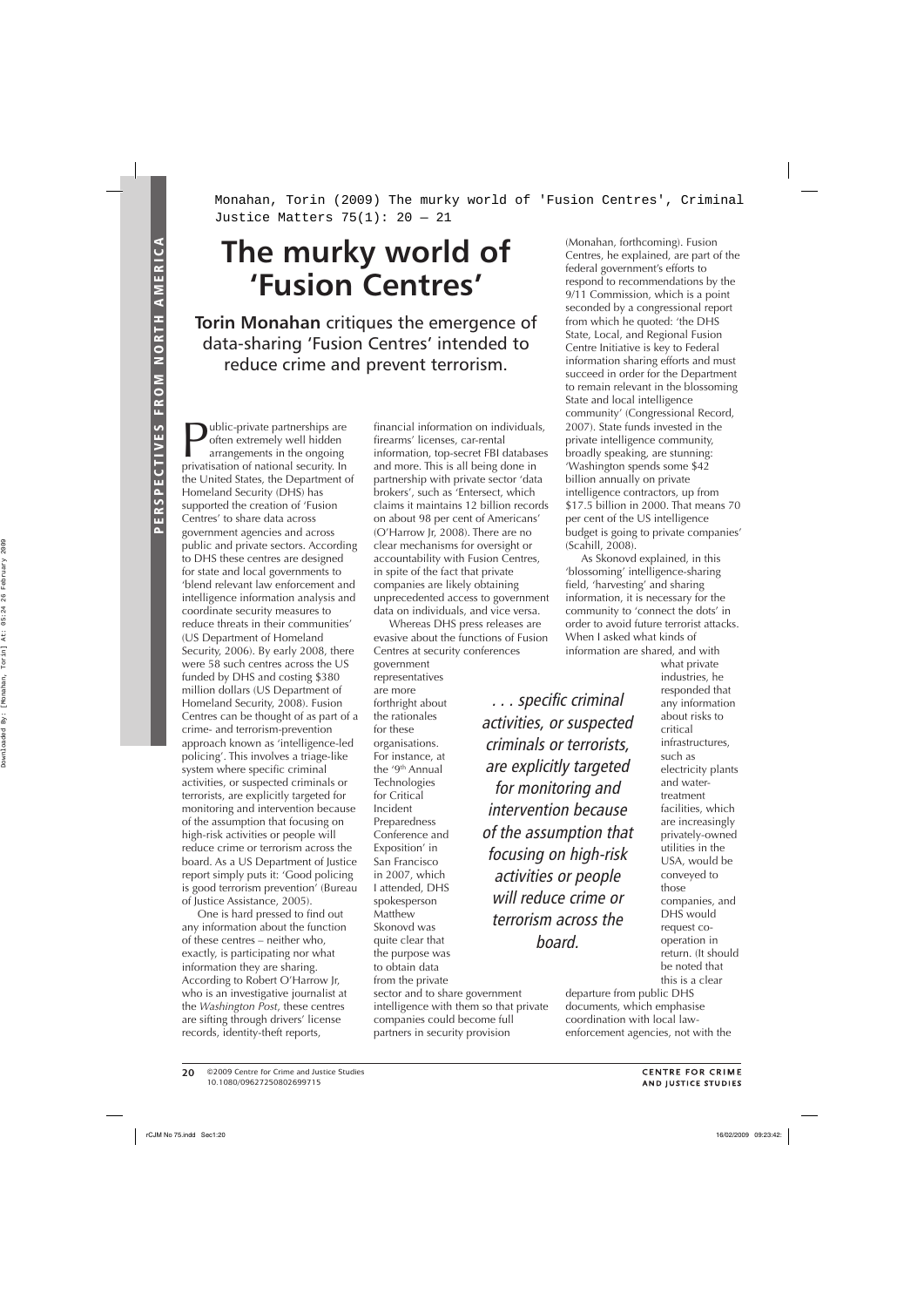Monahan, Torin (2009) The murky world of 'Fusion Centres', Criminal Justice Matters 75(1): 20 — 21

# The murky world of 'Fusion Centres'

**Torin Monahan** critiques the emergence of data-sharing 'Fusion Centres' intended to reduce crime and prevent terrorism.

Public-private partnerships are often extremely well hidden arrangements in the ongoing privatisation of national security. In the United States, the Department of Homeland Security (DHS) has supported the creation of 'Fusion Centres' to share data across government agencies and across public and private sectors. According to DHS these centres are designed for state and local governments to 'blend relevant law enforcement and intelligence information analysis and coordinate security measures to reduce threats in their communities' (US Department of Homeland Security, 2006). By early 2008, there were 58 such centres across the US funded by DHS and costing $380 million dollars (US Department of Homeland Security, 2008). Fusion Centres can be thought of as part of a crime- and terrorism-prevention approach known as 'intelligence-led policing'. This involves a triage-like system where specific criminal activities, or suspected criminals or terrorists, are explicitly targeted for monitoring and intervention because of the assumption that focusing on high-risk activities or people will reduce crime or terrorism across the board. As a US Department of Justice report simply puts it: 'Good policing is good terrorism prevention' (Bureau of Justice Assistance, 2005).

One is hard pressed to find out any information about the function of these centres – neither who, exactly, is participating nor what information they are sharing. According to Robert O'Harrow Jr, who is an investigative journalist at the *Washington Post*, these centres are sifting through drivers' license records, identity-theft reports, financial information on individuals, firearms' licenses, car-rental information, top-secret FBI databases and more. This is all being done in partnership with private sector 'data brokers', such as 'Entersect, which claims it maintains 12 billion records on about 98 per cent of Americans' (O'Harrow Jr, 2008). There are no clear mechanisms for oversight or accountability with Fusion Centres, in spite of the fact that private companies are likely obtaining unprecedented access to government data on individuals, and vice versa.

Whereas DHS press releases are evasive about the functions of Fusion Centres at security conferences government representatives are more forthright about the rationales for these organisations. For instance, at the '9th Annual Technologies for Critical Incident Preparedness Conference and Exposition' in San Francisco in 2007, which I attended, DHS spokesperson Matthew Skonovd was quite clear that the purpose was to obtain data from the private sector and to share government intelligence with them so that private companies could become full partners in security provision (Monahan, forthcoming). Fusion Centres, he explained, are part of the federal government's efforts to respond to recommendations by the 9/11 Commission, which is a point seconded by a congressional report from which he quoted: 'the DHS State, Local, and Regional Fusion Centre Initiative is key to Federal information sharing efforts and must succeed in order for the Department to remain relevant in the blossoming State and local intelligence community' (Congressional Record, 2007). State funds invested in the private intelligence community, broadly speaking, are stunning: 'Washington spends some $42 billion annually on private intelligence contractors, up from $17.5 billion in 2000. That means 70 per cent of the US intelligence budget is going to private companies' (Scahill, 2008).

*. . . specific criminal activities, or suspected criminals or terrorists, are explicitly targeted for monitoring and intervention because of the assumption that focusing on high-risk activities or people will reduce crime or terrorism across the board.*

As Skonovd explained, in this 'blossoming' intelligence-sharing field, 'harvesting' and sharing information, it is necessary for the community to 'connect the dots' in order to avoid future terrorist attacks. When I asked what kinds of information are shared, and with what private industries, he responded that any information about risks to critical infrastructures, such as electricity plants and water-treatment facilities, which are increasingly privately-owned utilities in the USA, would be conveyed to those companies, and DHS would request co-operation in return. (It should be noted that this is a clear departure from public DHS documents, which emphasise coordination with local law-enforcement agencies, not with the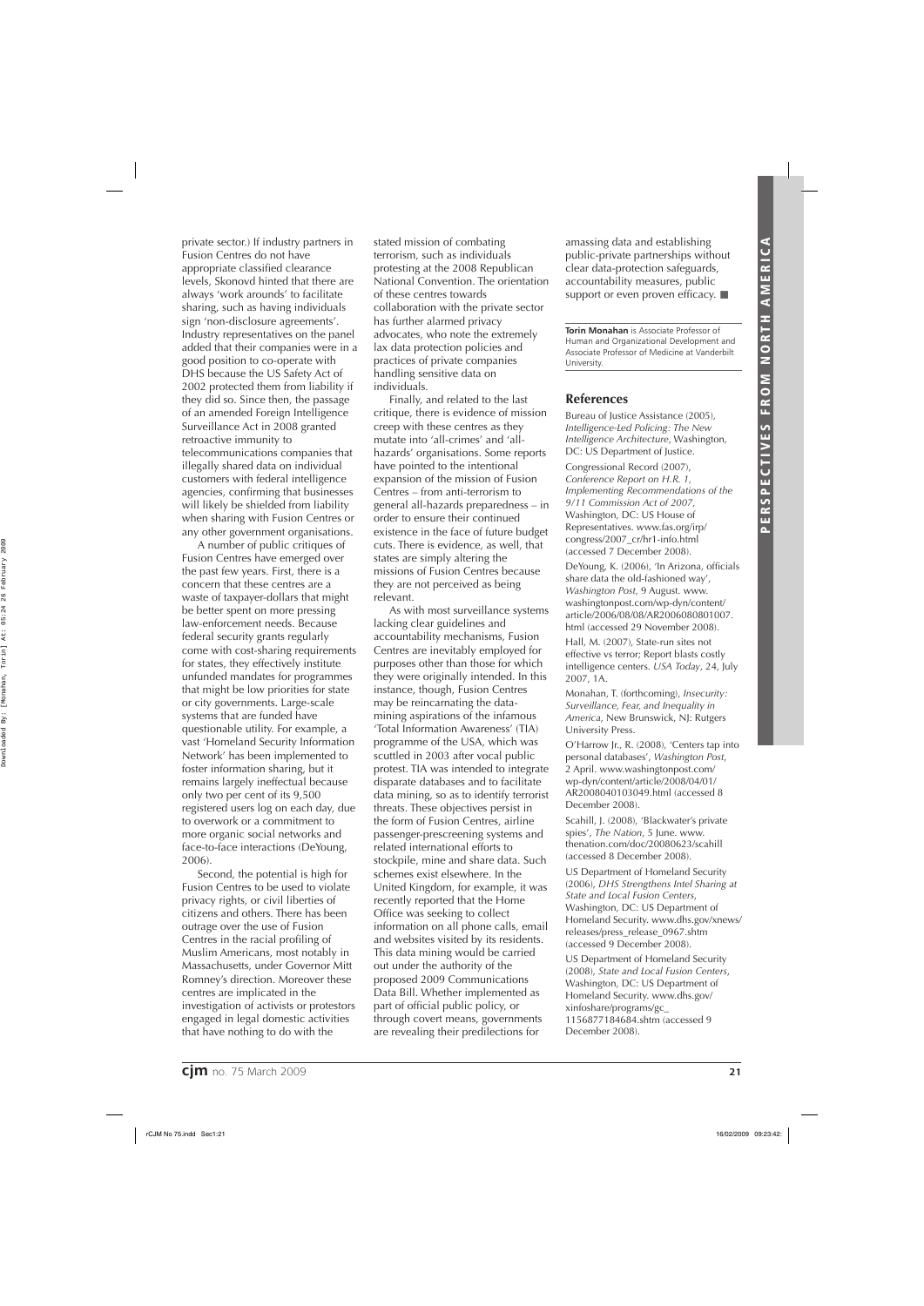private sector.) If industry partners in Fusion Centres do not have appropriate classified clearance levels, Skonovd hinted that there are always 'work arounds' to facilitate sharing, such as having individuals sign 'non-disclosure agreements'. Industry representatives on the panel added that their companies were in a good position to co-operate with DHS because the US Safety Act of 2002 protected them from liability if they did so. Since then, the passage of an amended Foreign Intelligence Surveillance Act in 2008 granted retroactive immunity to telecommunications companies that illegally shared data on individual customers with federal intelligence agencies, confirming that businesses will likely be shielded from liability when sharing with Fusion Centres or any other government organisations.

A number of public critiques of Fusion Centres have emerged over the past few years. First, there is a concern that these centres are a waste of taxpayer-dollars that might be better spent on more pressing law-enforcement needs. Because federal security grants regularly come with cost-sharing requirements for states, they effectively institute unfunded mandates for programmes that might be low priorities for state or city governments. Large-scale systems that are funded have questionable utility. For example, a vast 'Homeland Security Information Network' has been implemented to foster information sharing, but it remains largely ineffectual because only two per cent of its 9,500 registered users log on each day, due to overwork or a commitment to more organic social networks and face-to-face interactions (DeYoung, 2006).

Second, the potential is high for Fusion Centres to be used to violate privacy rights, or civil liberties of citizens and others. There has been outrage over the use of Fusion Centres in the racial profiling of Muslim Americans, most notably in Massachusetts, under Governor Mitt Romney's direction. Moreover these centres are implicated in the investigation of activists or protestors engaged in legal domestic activities that have nothing to do with the stated mission of combating terrorism, such as individuals protesting at the 2008 Republican National Convention. The orientation of these centres towards collaboration with the private sector has further alarmed privacy advocates, who note the extremely lax data protection policies and practices of private companies handling sensitive data on individuals.

Finally, and related to the last critique, there is evidence of mission creep with these centres as they mutate into 'all-crimes' and 'all-hazards' organisations. Some reports have pointed to the intentional expansion of the mission of Fusion Centres – from anti-terrorism to general all-hazards preparedness – in order to ensure their continued existence in the face of future budget cuts. There is evidence, as well, that states are simply altering the missions of Fusion Centres because they are not perceived as being relevant.

As with most surveillance systems lacking clear guidelines and accountability mechanisms, Fusion Centres are inevitably employed for purposes other than those for which they were originally intended. In this instance, though, Fusion Centres may be reincarnating the data-mining aspirations of the infamous 'Total Information Awareness' (TIA) programme of the USA, which was scuttled in 2003 after vocal public protest. TIA was intended to integrate disparate databases and to facilitate data mining, so as to identify terrorist threats. These objectives persist in the form of Fusion Centres, airline passenger-prescreening systems and related international efforts to stockpile, mine and share data. Such schemes exist elsewhere. In the United Kingdom, for example, it was recently reported that the Home Office was seeking to collect information on all phone calls, email and websites visited by its residents. This data mining would be carried out under the authority of the proposed 2009 Communications Data Bill. Whether implemented as part of official public policy, or through covert means, governments are revealing their predilections for amassing data and establishing public-private partnerships without clear data-protection safeguards, accountability measures, public support or even proven efficacy. ■

**Torin Monahan** is Associate Professor of Human and Organizational Development and Associate Professor of Medicine at Vanderbilt University.

## References

Bureau of Justice Assistance (2005), *Intelligence-Led Policing: The New Intelligence Architecture*, Washington, DC: US Department of Justice.

Congressional Record (2007), *Conference Report on H.R. 1, Implementing Recommendations of the 9/11 Commission Act of 2007*, Washington, DC: US House of Representatives. www.fas.org/irp/congress/2007_cr/hr1-info.html (accessed 7 December 2008).

DeYoung, K. (2006), 'In Arizona, officials share data the old-fashioned way', *Washington Post*, 9 August. www.washingtonpost.com/wp-dyn/content/article/2006/08/08/AR2006080801007.html (accessed 29 November 2008).

Hall, M. (2007), State-run sites not effective vs terror; Report blasts costly intelligence centers. *USA Today*, 24, July 2007, 1A.

Monahan, T. (forthcoming), *Insecurity: Surveillance, Fear, and Inequality in America*, New Brunswick, NJ: Rutgers University Press.

O'Harrow Jr., R. (2008), 'Centers tap into personal databases', *Washington Post*, 2 April. www.washingtonpost.com/wp-dyn/content/article/2008/04/01/AR2008040103049.html (accessed 8 December 2008).

Scahill, J. (2008), 'Blackwater's private spies', *The Nation*, 5 June. www.thenation.com/doc/20080623/scahill (accessed 8 December 2008).

US Department of Homeland Security (2006), *DHS Strengthens Intel Sharing at State and Local Fusion Centers*, Washington, DC: US Department of Homeland Security. www.dhs.gov/xnews/releases/press_release_0967.shtm (accessed 9 December 2008).

US Department of Homeland Security (2008), *State and Local Fusion Centers*, Washington, DC: US Department of Homeland Security. www.dhs.gov/xinfoshare/programs/gc_1156877184684.shtm (accessed 9 December 2008).